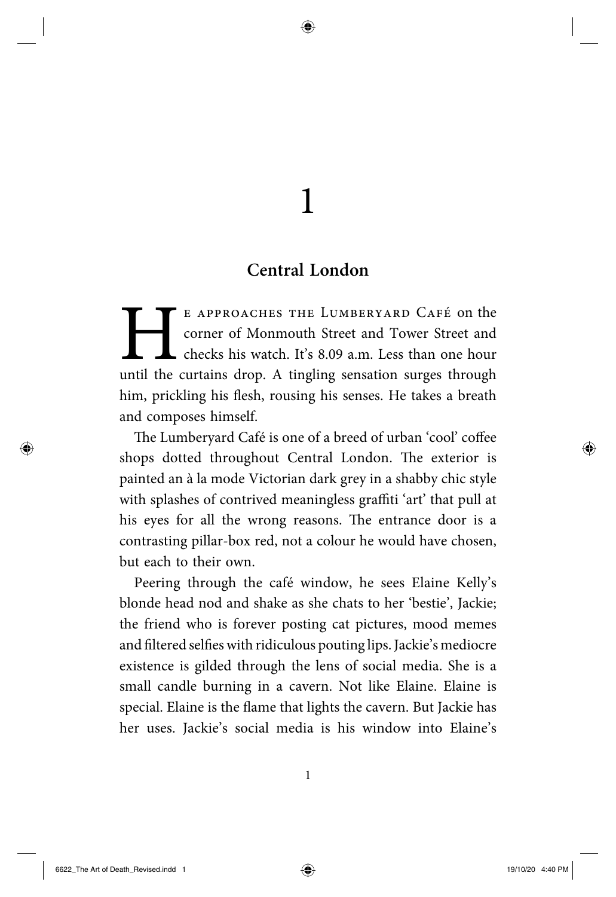# 1

## Central London

He approaches the Lumberyard Café on the corner of Monmouth Street and Tower Street and checks his watch. It's 8.09 a.m. Less than one hour until the curtains drop. A tingling sensation surges through him, prickling his flesh, rousing his senses. He takes a breath and composes himself.

The Lumberyard Café is one of a breed of urban 'cool' coffee shops dotted throughout Central London. The exterior is painted an à la mode Victorian dark grey in a shabby chic style with splashes of contrived meaningless graffiti 'art' that pull at his eyes for all the wrong reasons. The entrance door is a contrasting pillar-box red, not a colour he would have chosen, but each to their own.

Peering through the café window, he sees Elaine Kelly's blonde head nod and shake as she chats to her 'bestie', Jackie; the friend who is forever posting cat pictures, mood memes and filtered selfies with ridiculous pouting lips. Jackie's mediocre existence is gilded through the lens of social media. She is a small candle burning in a cavern. Not like Elaine. Elaine is special. Elaine is the flame that lights the cavern. But Jackie has her uses. Jackie's social media is his window into Elaine's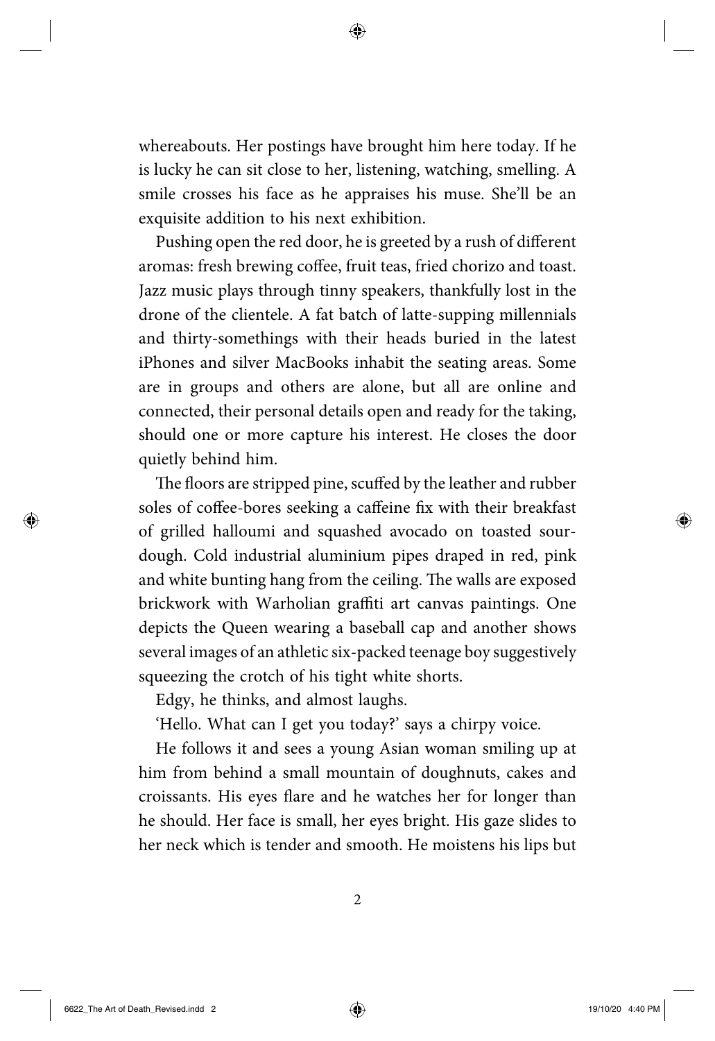whereabouts. Her postings have brought him here today. If he is lucky he can sit close to her, listening, watching, smelling. A smile crosses his face as he appraises his muse. She'll be an exquisite addition to his next exhibition.

Pushing open the red door, he is greeted by a rush of different aromas: fresh brewing coffee, fruit teas, fried chorizo and toast. Jazz music plays through tinny speakers, thankfully lost in the drone of the clientele. A fat batch of latte-supping millennials and thirty-somethings with their heads buried in the latest iPhones and silver MacBooks inhabit the seating areas. Some are in groups and others are alone, but all are online and connected, their personal details open and ready for the taking, should one or more capture his interest. He closes the door quietly behind him.

The floors are stripped pine, scuffed by the leather and rubber soles of coffee-bores seeking a caffeine fix with their breakfast of grilled halloumi and squashed avocado on toasted sourdough. Cold industrial aluminium pipes draped in red, pink and white bunting hang from the ceiling. The walls are exposed brickwork with Warholian graffiti art canvas paintings. One depicts the Queen wearing a baseball cap and another shows several images of an athletic six-packed teenage boy suggestively squeezing the crotch of his tight white shorts.

Edgy, he thinks, and almost laughs.

'Hello. What can I get you today?' says a chirpy voice.

He follows it and sees a young Asian woman smiling up at him from behind a small mountain of doughnuts, cakes and croissants. His eyes flare and he watches her for longer than he should. Her face is small, her eyes bright. His gaze slides to her neck which is tender and smooth. He moistens his lips but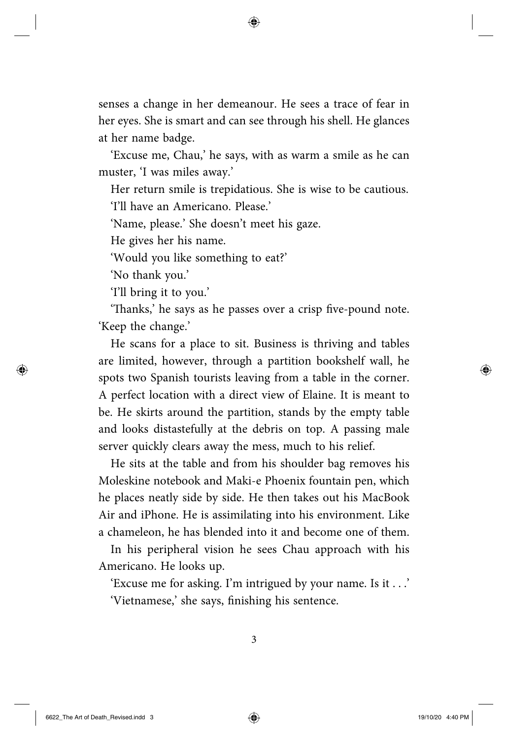senses a change in her demeanour. He sees a trace of fear in her eyes. She is smart and can see through his shell. He glances at her name badge.

'Excuse me, Chau,' he says, with as warm a smile as he can muster, 'I was miles away.'

Her return smile is trepidatious. She is wise to be cautious.

'I'll have an Americano. Please.'

'Name, please.' She doesn't meet his gaze.

He gives her his name.

'Would you like something to eat?'

'No thank you.'

'I'll bring it to you.'

'Thanks,' he says as he passes over a crisp five-pound note. 'Keep the change.'

He scans for a place to sit. Business is thriving and tables are limited, however, through a partition bookshelf wall, he spots two Spanish tourists leaving from a table in the corner. A perfect location with a direct view of Elaine. It is meant to be. He skirts around the partition, stands by the empty table and looks distastefully at the debris on top. A passing male server quickly clears away the mess, much to his relief.

He sits at the table and from his shoulder bag removes his Moleskine notebook and Maki-e Phoenix fountain pen, which he places neatly side by side. He then takes out his MacBook Air and iPhone. He is assimilating into his environment. Like a chameleon, he has blended into it and become one of them.

In his peripheral vision he sees Chau approach with his Americano. He looks up.

'Excuse me for asking. I'm intrigued by your name. Is it . . .'

'Vietnamese,' she says, finishing his sentence.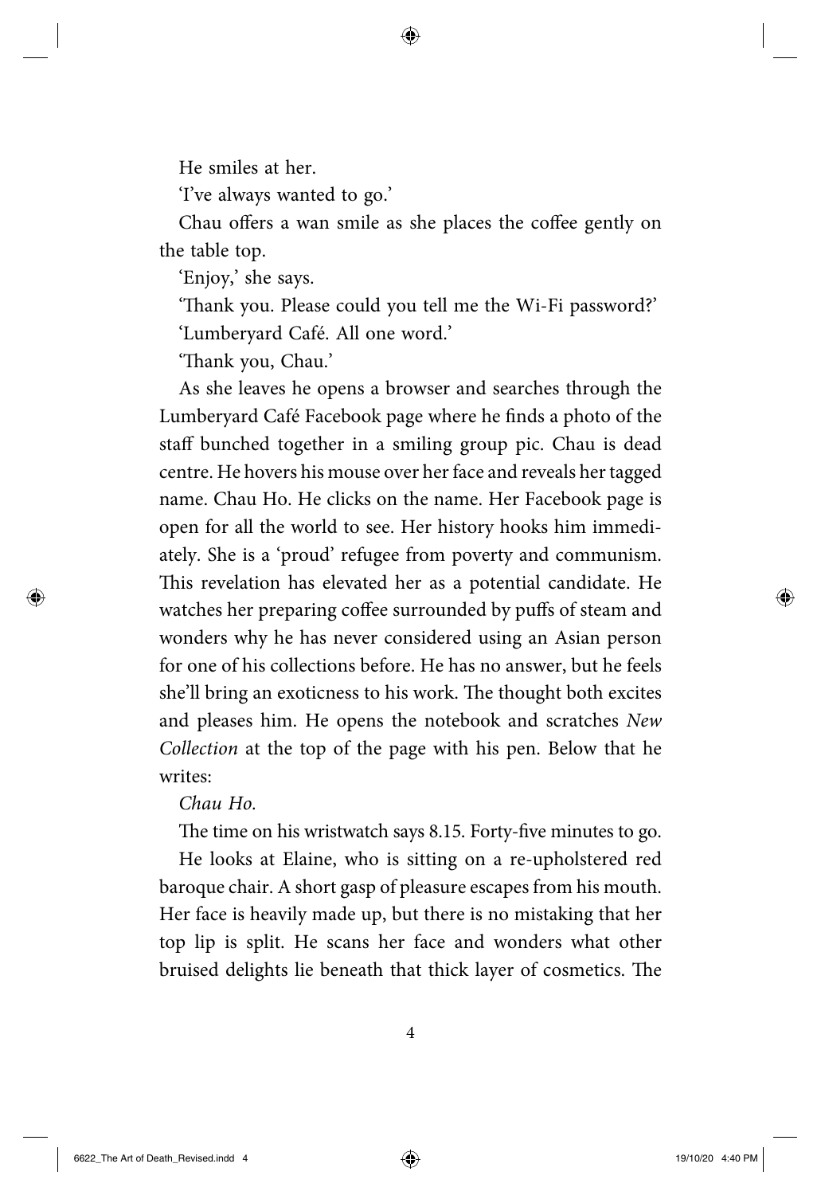He smiles at her.

'I've always wanted to go.'

Chau offers a wan smile as she places the coffee gently on the table top.

'Enjoy,' she says.

'Thank you. Please could you tell me the Wi-Fi password?'

'Lumberyard Café. All one word.'

'Thank you, Chau.'

As she leaves he opens a browser and searches through the Lumberyard Café Facebook page where he finds a photo of the staff bunched together in a smiling group pic. Chau is dead centre. He hovers his mouse over her face and reveals her tagged name. Chau Ho. He clicks on the name. Her Facebook page is open for all the world to see. Her history hooks him immediately. She is a 'proud' refugee from poverty and communism. This revelation has elevated her as a potential candidate. He watches her preparing coffee surrounded by puffs of steam and wonders why he has never considered using an Asian person for one of his collections before. He has no answer, but he feels she'll bring an exoticness to his work. The thought both excites and pleases him. He opens the notebook and scratches *New Collection* at the top of the page with his pen. Below that he writes:

*Chau Ho.*

The time on his wristwatch says 8.15. Forty-five minutes to go.

He looks at Elaine, who is sitting on a re-upholstered red baroque chair. A short gasp of pleasure escapes from his mouth. Her face is heavily made up, but there is no mistaking that her top lip is split. He scans her face and wonders what other bruised delights lie beneath that thick layer of cosmetics. The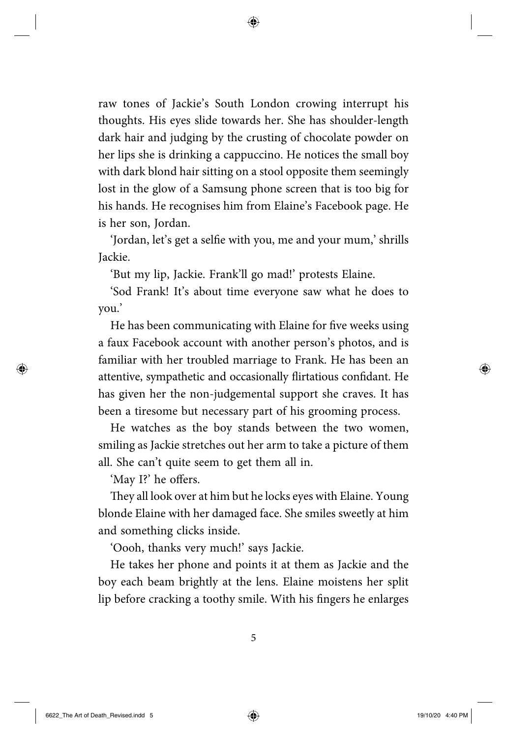raw tones of Jackie's South London crowing interrupt his thoughts. His eyes slide towards her. She has shoulder-length dark hair and judging by the crusting of chocolate powder on her lips she is drinking a cappuccino. He notices the small boy with dark blond hair sitting on a stool opposite them seemingly lost in the glow of a Samsung phone screen that is too big for his hands. He recognises him from Elaine's Facebook page. He is her son, Jordan.

'Jordan, let's get a selfie with you, me and your mum,' shrills Jackie.

'But my lip, Jackie. Frank'll go mad!' protests Elaine.

'Sod Frank! It's about time everyone saw what he does to you.'

He has been communicating with Elaine for five weeks using a faux Facebook account with another person's photos, and is familiar with her troubled marriage to Frank. He has been an attentive, sympathetic and occasionally flirtatious confidant. He has given her the non-judgemental support she craves. It has been a tiresome but necessary part of his grooming process.

He watches as the boy stands between the two women, smiling as Jackie stretches out her arm to take a picture of them all. She can't quite seem to get them all in.

'May I?' he offers.

They all look over at him but he locks eyes with Elaine. Young blonde Elaine with her damaged face. She smiles sweetly at him and something clicks inside.

'Oooh, thanks very much!' says Jackie.

He takes her phone and points it at them as Jackie and the boy each beam brightly at the lens. Elaine moistens her split lip before cracking a toothy smile. With his fingers he enlarges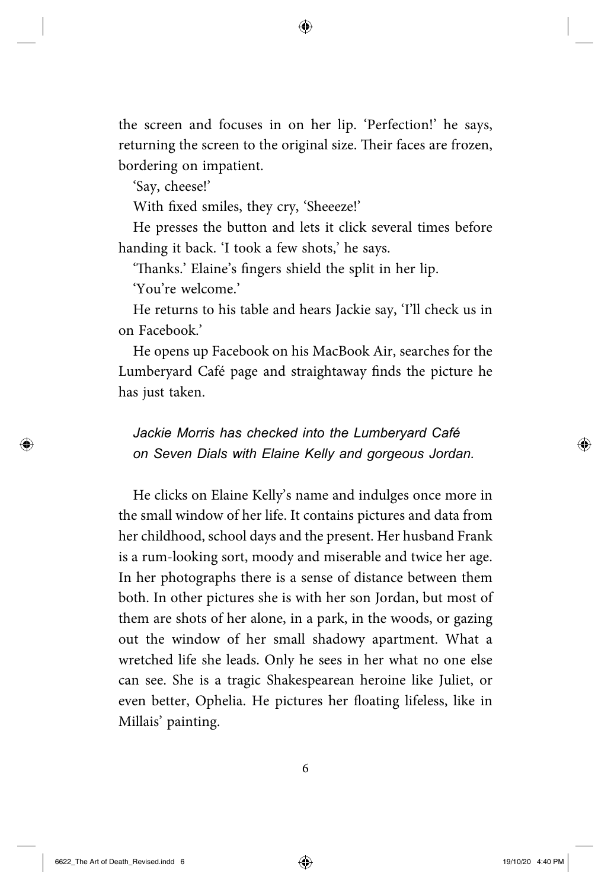the screen and focuses in on her lip. 'Perfection!' he says, returning the screen to the original size. Their faces are frozen, bordering on impatient.

'Say, cheese!'

With fixed smiles, they cry, 'Sheeeze!'

He presses the button and lets it click several times before handing it back. 'I took a few shots,' he says.

'Thanks.' Elaine's fingers shield the split in her lip.

'You're welcome.'

He returns to his table and hears Jackie say, 'I'll check us in on Facebook.'

He opens up Facebook on his MacBook Air, searches for the Lumberyard Café page and straightaway finds the picture he has just taken.

*Jackie Morris has checked into the Lumberyard Café on Seven Dials with Elaine Kelly and gorgeous Jordan.*

He clicks on Elaine Kelly's name and indulges once more in the small window of her life. It contains pictures and data from her childhood, school days and the present. Her husband Frank is a rum-looking sort, moody and miserable and twice her age. In her photographs there is a sense of distance between them both. In other pictures she is with her son Jordan, but most of them are shots of her alone, in a park, in the woods, or gazing out the window of her small shadowy apartment. What a wretched life she leads. Only he sees in her what no one else can see. She is a tragic Shakespearean heroine like Juliet, or even better, Ophelia. He pictures her floating lifeless, like in Millais' painting.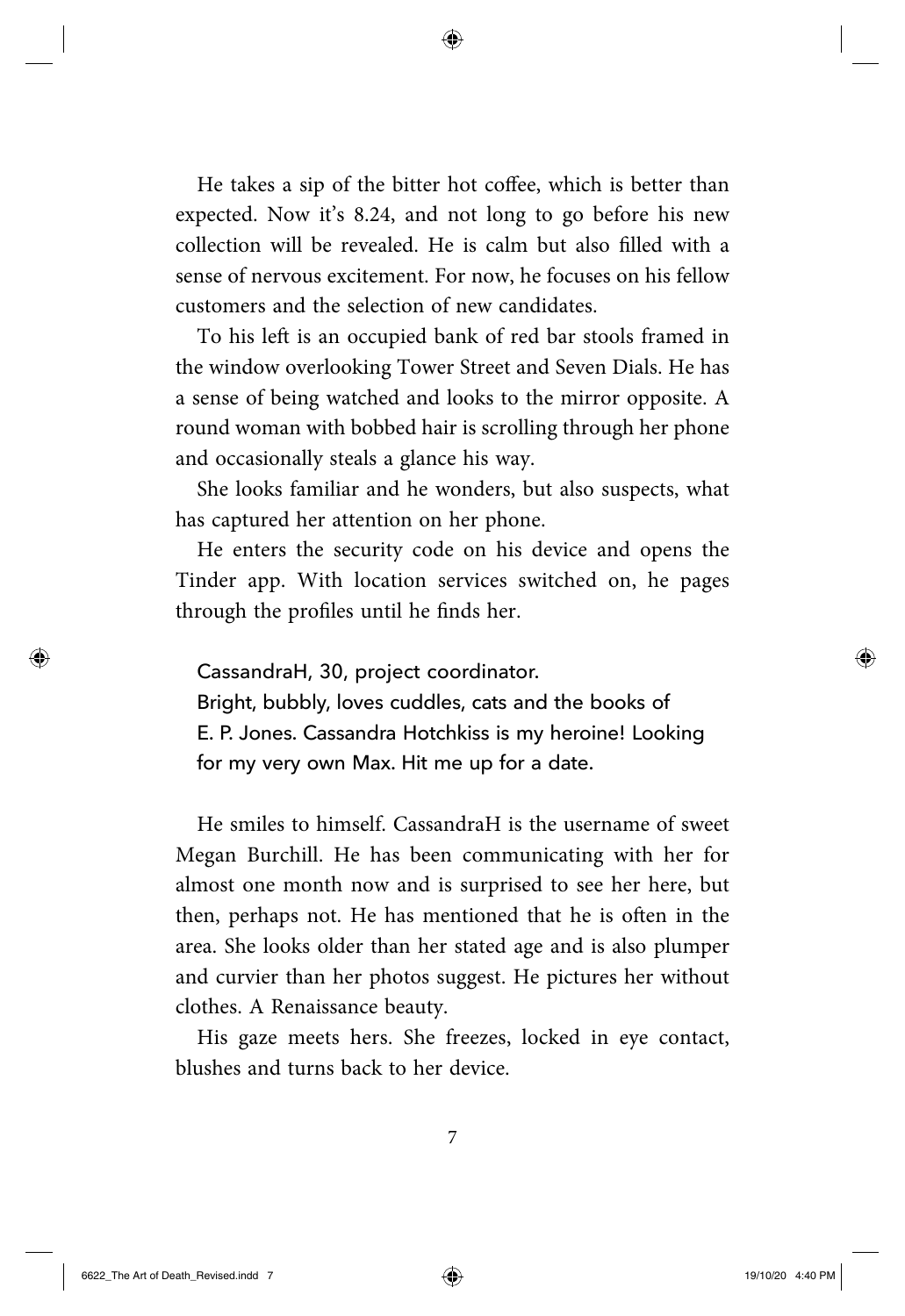He takes a sip of the bitter hot coffee, which is better than expected. Now it's 8.24, and not long to go before his new collection will be revealed. He is calm but also filled with a sense of nervous excitement. For now, he focuses on his fellow customers and the selection of new candidates.

To his left is an occupied bank of red bar stools framed in the window overlooking Tower Street and Seven Dials. He has a sense of being watched and looks to the mirror opposite. A round woman with bobbed hair is scrolling through her phone and occasionally steals a glance his way.

She looks familiar and he wonders, but also suspects, what has captured her attention on her phone.

He enters the security code on his device and opens the Tinder app. With location services switched on, he pages through the profiles until he finds her.

> CassandraH, 30, project coordinator.
> Bright, bubbly, loves cuddles, cats and the books of E. P. Jones. Cassandra Hotchkiss is my heroine! Looking for my very own Max. Hit me up for a date.

He smiles to himself. CassandraH is the username of sweet Megan Burchill. He has been communicating with her for almost one month now and is surprised to see her here, but then, perhaps not. He has mentioned that he is often in the area. She looks older than her stated age and is also plumper and curvier than her photos suggest. He pictures her without clothes. A Renaissance beauty.

His gaze meets hers. She freezes, locked in eye contact, blushes and turns back to her device.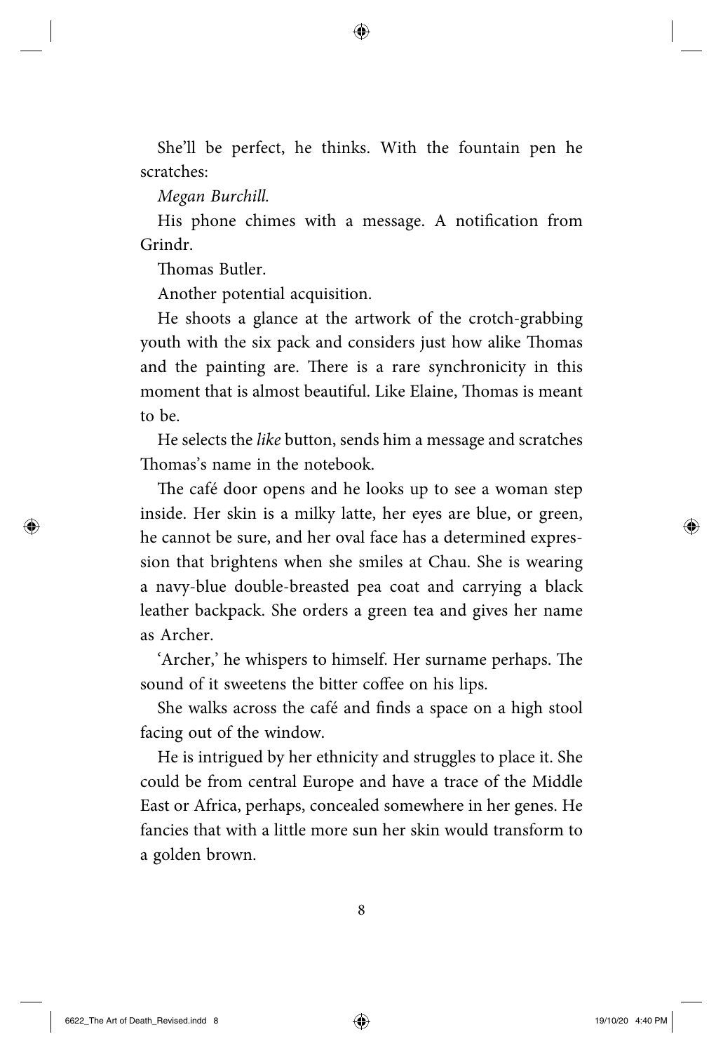She'll be perfect, he thinks. With the fountain pen he scratches:

*Megan Burchill.*

His phone chimes with a message. A notification from Grindr.

Thomas Butler.

Another potential acquisition.

He shoots a glance at the artwork of the crotch-grabbing youth with the six pack and considers just how alike Thomas and the painting are. There is a rare synchronicity in this moment that is almost beautiful. Like Elaine, Thomas is meant to be.

He selects the *like* button, sends him a message and scratches Thomas's name in the notebook.

The café door opens and he looks up to see a woman step inside. Her skin is a milky latte, her eyes are blue, or green, he cannot be sure, and her oval face has a determined expression that brightens when she smiles at Chau. She is wearing a navy-blue double-breasted pea coat and carrying a black leather backpack. She orders a green tea and gives her name as Archer.

'Archer,' he whispers to himself. Her surname perhaps. The sound of it sweetens the bitter coffee on his lips.

She walks across the café and finds a space on a high stool facing out of the window.

He is intrigued by her ethnicity and struggles to place it. She could be from central Europe and have a trace of the Middle East or Africa, perhaps, concealed somewhere in her genes. He fancies that with a little more sun her skin would transform to a golden brown.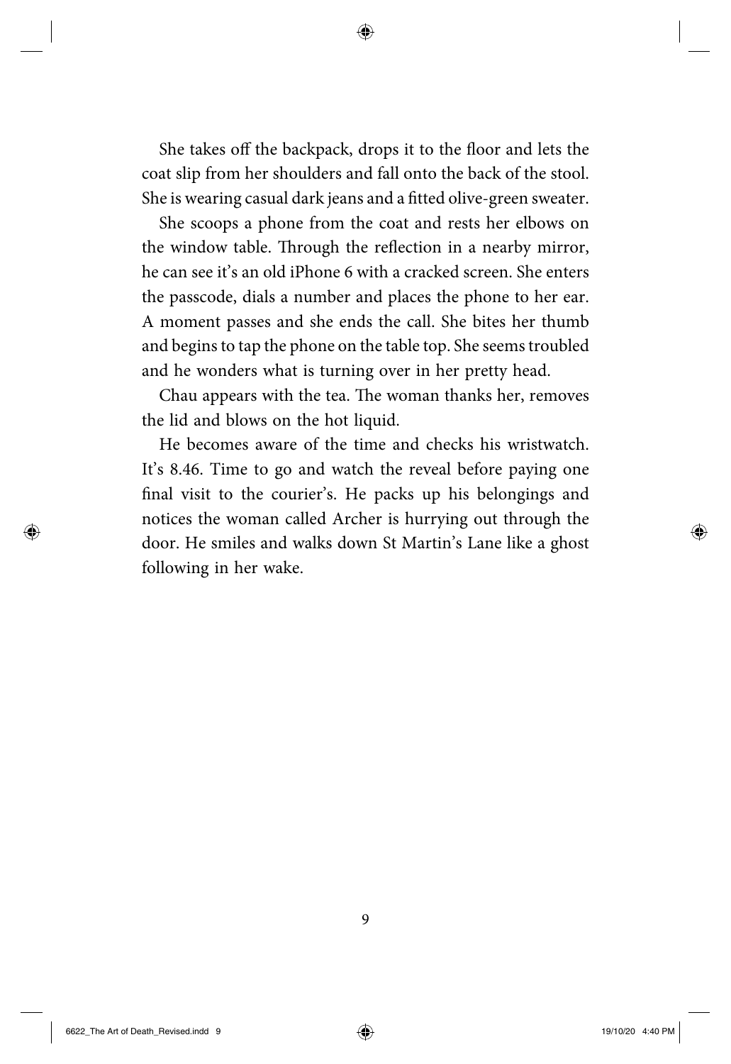She takes off the backpack, drops it to the floor and lets the coat slip from her shoulders and fall onto the back of the stool. She is wearing casual dark jeans and a fitted olive-green sweater.

She scoops a phone from the coat and rests her elbows on the window table. Through the reflection in a nearby mirror, he can see it's an old iPhone 6 with a cracked screen. She enters the passcode, dials a number and places the phone to her ear. A moment passes and she ends the call. She bites her thumb and begins to tap the phone on the table top. She seems troubled and he wonders what is turning over in her pretty head.

Chau appears with the tea. The woman thanks her, removes the lid and blows on the hot liquid.

He becomes aware of the time and checks his wristwatch. It's 8.46. Time to go and watch the reveal before paying one final visit to the courier's. He packs up his belongings and notices the woman called Archer is hurrying out through the door. He smiles and walks down St Martin's Lane like a ghost following in her wake.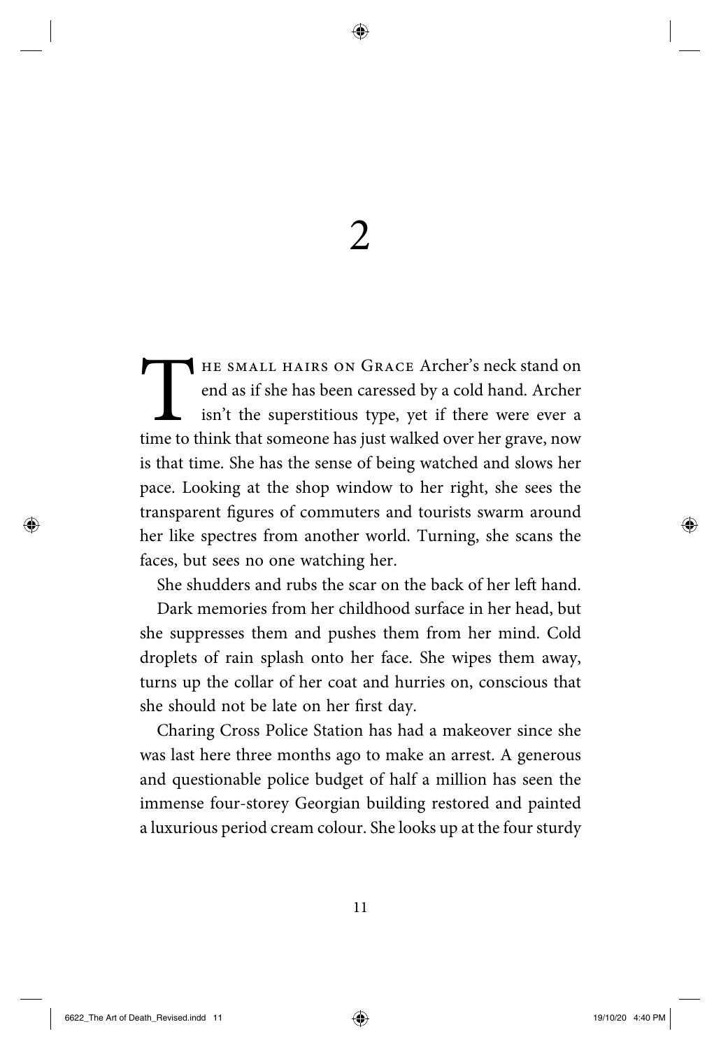# 2

The small hairs on Grace Archer's neck stand on end as if she has been caressed by a cold hand. Archer isn't the superstitious type, yet if there were ever a time to think that someone has just walked over her grave, now is that time. She has the sense of being watched and slows her pace. Looking at the shop window to her right, she sees the transparent figures of commuters and tourists swarm around her like spectres from another world. Turning, she scans the faces, but sees no one watching her.

She shudders and rubs the scar on the back of her left hand.

Dark memories from her childhood surface in her head, but she suppresses them and pushes them from her mind. Cold droplets of rain splash onto her face. She wipes them away, turns up the collar of her coat and hurries on, conscious that she should not be late on her first day.

Charing Cross Police Station has had a makeover since she was last here three months ago to make an arrest. A generous and questionable police budget of half a million has seen the immense four-storey Georgian building restored and painted a luxurious period cream colour. She looks up at the four sturdy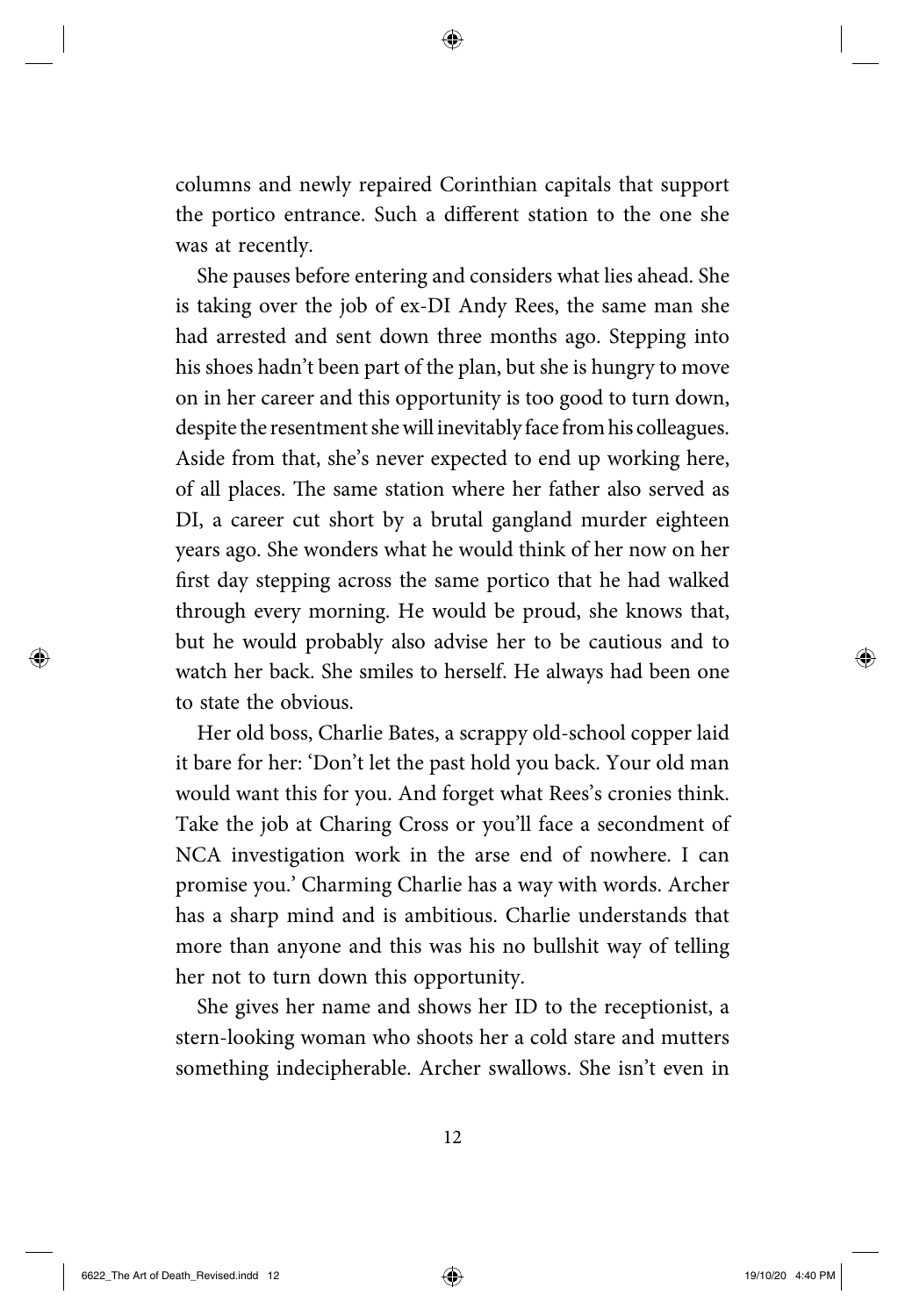columns and newly repaired Corinthian capitals that support the portico entrance. Such a different station to the one she was at recently.

She pauses before entering and considers what lies ahead. She is taking over the job of ex-DI Andy Rees, the same man she had arrested and sent down three months ago. Stepping into his shoes hadn't been part of the plan, but she is hungry to move on in her career and this opportunity is too good to turn down, despite the resentment she will inevitably face from his colleagues. Aside from that, she's never expected to end up working here, of all places. The same station where her father also served as DI, a career cut short by a brutal gangland murder eighteen years ago. She wonders what he would think of her now on her first day stepping across the same portico that he had walked through every morning. He would be proud, she knows that, but he would probably also advise her to be cautious and to watch her back. She smiles to herself. He always had been one to state the obvious.

Her old boss, Charlie Bates, a scrappy old-school copper laid it bare for her: 'Don't let the past hold you back. Your old man would want this for you. And forget what Rees's cronies think. Take the job at Charing Cross or you'll face a secondment of NCA investigation work in the arse end of nowhere. I can promise you.' Charming Charlie has a way with words. Archer has a sharp mind and is ambitious. Charlie understands that more than anyone and this was his no bullshit way of telling her not to turn down this opportunity.

She gives her name and shows her ID to the receptionist, a stern-looking woman who shoots her a cold stare and mutters something indecipherable. Archer swallows. She isn't even in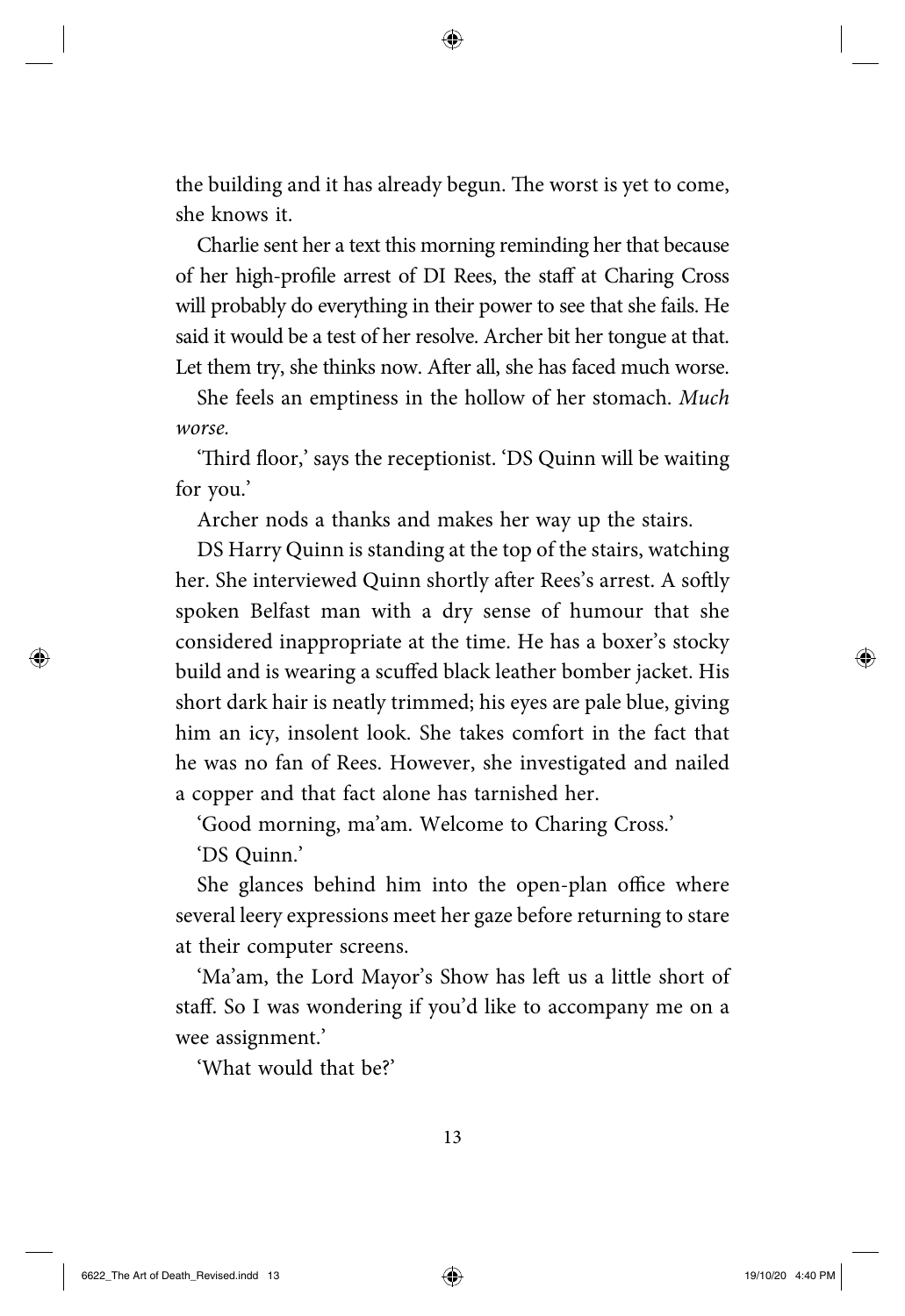the building and it has already begun. The worst is yet to come, she knows it.

Charlie sent her a text this morning reminding her that because of her high-profile arrest of DI Rees, the staff at Charing Cross will probably do everything in their power to see that she fails. He said it would be a test of her resolve. Archer bit her tongue at that. Let them try, she thinks now. After all, she has faced much worse.

She feels an emptiness in the hollow of her stomach. *Much worse.*

'Third floor,' says the receptionist. 'DS Quinn will be waiting for you.'

Archer nods a thanks and makes her way up the stairs.

DS Harry Quinn is standing at the top of the stairs, watching her. She interviewed Quinn shortly after Rees's arrest. A softly spoken Belfast man with a dry sense of humour that she considered inappropriate at the time. He has a boxer's stocky build and is wearing a scuffed black leather bomber jacket. His short dark hair is neatly trimmed; his eyes are pale blue, giving him an icy, insolent look. She takes comfort in the fact that he was no fan of Rees. However, she investigated and nailed a copper and that fact alone has tarnished her.

'Good morning, ma'am. Welcome to Charing Cross.'

'DS Quinn.'

She glances behind him into the open-plan office where several leery expressions meet her gaze before returning to stare at their computer screens.

'Ma'am, the Lord Mayor's Show has left us a little short of staff. So I was wondering if you'd like to accompany me on a wee assignment.'

'What would that be?'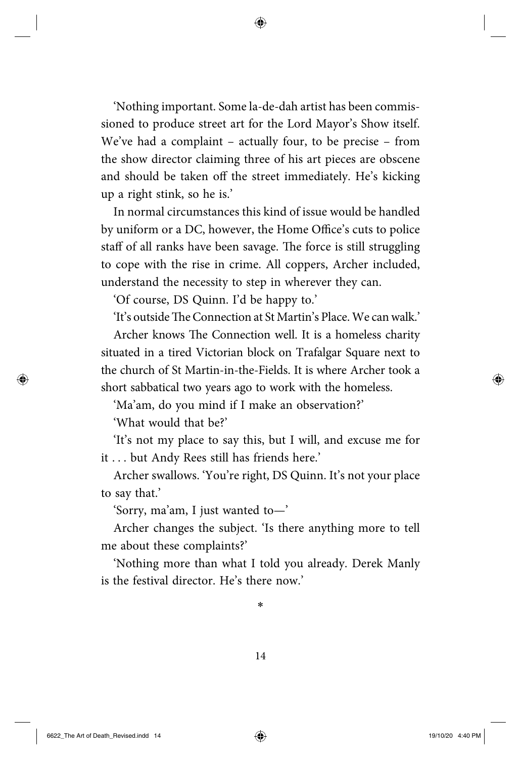'Nothing important. Some la-de-dah artist has been commissioned to produce street art for the Lord Mayor's Show itself. We've had a complaint – actually four, to be precise – from the show director claiming three of his art pieces are obscene and should be taken off the street immediately. He's kicking up a right stink, so he is.'

In normal circumstances this kind of issue would be handled by uniform or a DC, however, the Home Office's cuts to police staff of all ranks have been savage. The force is still struggling to cope with the rise in crime. All coppers, Archer included, understand the necessity to step in wherever they can.

'Of course, DS Quinn. I'd be happy to.'

'It's outside The Connection at St Martin's Place. We can walk.'

Archer knows The Connection well. It is a homeless charity situated in a tired Victorian block on Trafalgar Square next to the church of St Martin-in-the-Fields. It is where Archer took a short sabbatical two years ago to work with the homeless.

'Ma'am, do you mind if I make an observation?'

'What would that be?'

'It's not my place to say this, but I will, and excuse me for it . . . but Andy Rees still has friends here.'

Archer swallows. 'You're right, DS Quinn. It's not your place to say that.'

'Sorry, ma'am, I just wanted to—'

Archer changes the subject. 'Is there anything more to tell me about these complaints?'

'Nothing more than what I told you already. Derek Manly is the festival director. He's there now.'

*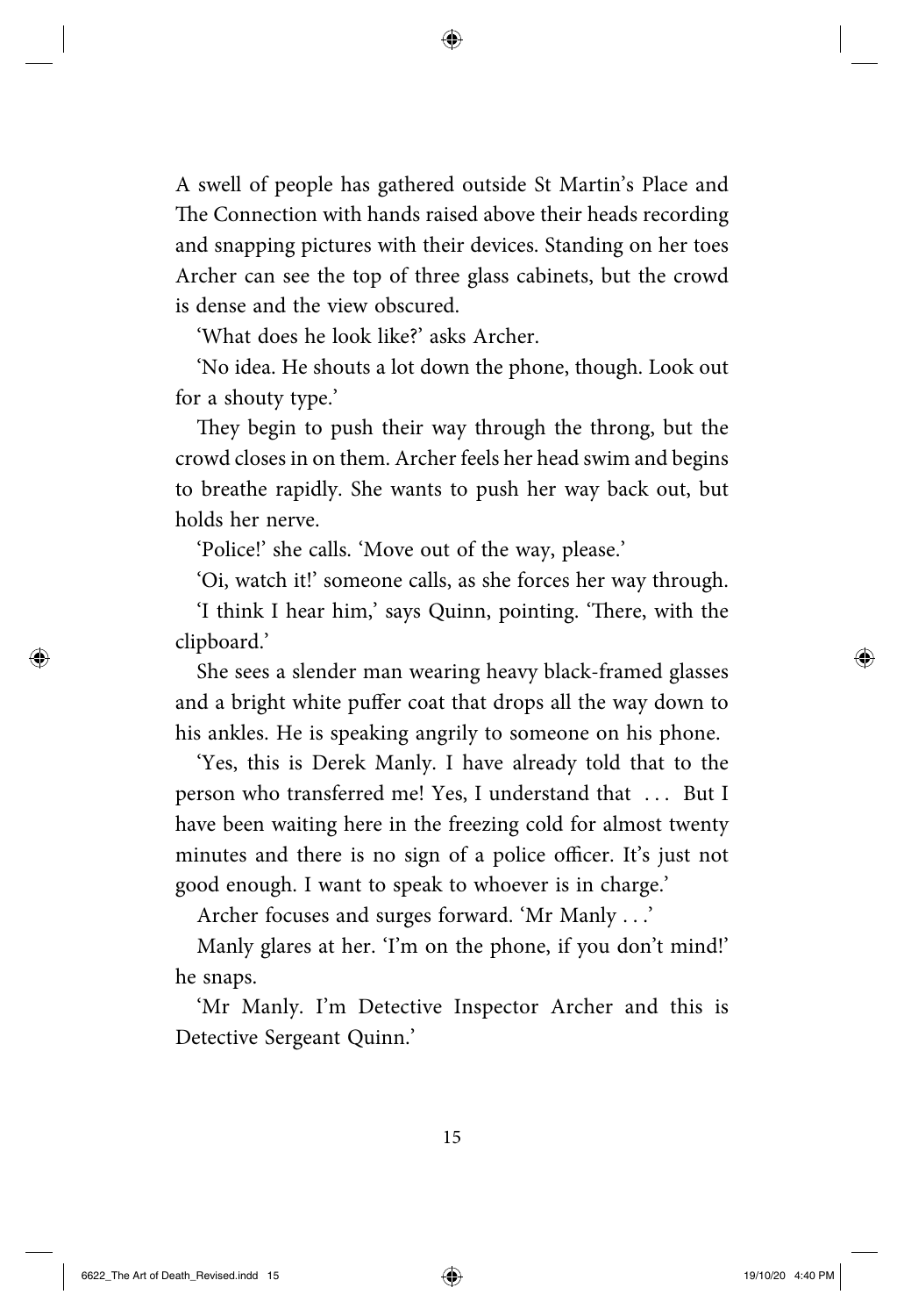A swell of people has gathered outside St Martin's Place and The Connection with hands raised above their heads recording and snapping pictures with their devices. Standing on her toes Archer can see the top of three glass cabinets, but the crowd is dense and the view obscured.

'What does he look like?' asks Archer.

'No idea. He shouts a lot down the phone, though. Look out for a shouty type.'

They begin to push their way through the throng, but the crowd closes in on them. Archer feels her head swim and begins to breathe rapidly. She wants to push her way back out, but holds her nerve.

'Police!' she calls. 'Move out of the way, please.'

'Oi, watch it!' someone calls, as she forces her way through.

'I think I hear him,' says Quinn, pointing. 'There, with the clipboard.'

She sees a slender man wearing heavy black-framed glasses and a bright white puffer coat that drops all the way down to his ankles. He is speaking angrily to someone on his phone.

'Yes, this is Derek Manly. I have already told that to the person who transferred me! Yes, I understand that ... But I have been waiting here in the freezing cold for almost twenty minutes and there is no sign of a police officer. It's just not good enough. I want to speak to whoever is in charge.'

Archer focuses and surges forward. 'Mr Manly . . .'

Manly glares at her. 'I'm on the phone, if you don't mind!' he snaps.

'Mr Manly. I'm Detective Inspector Archer and this is Detective Sergeant Quinn.'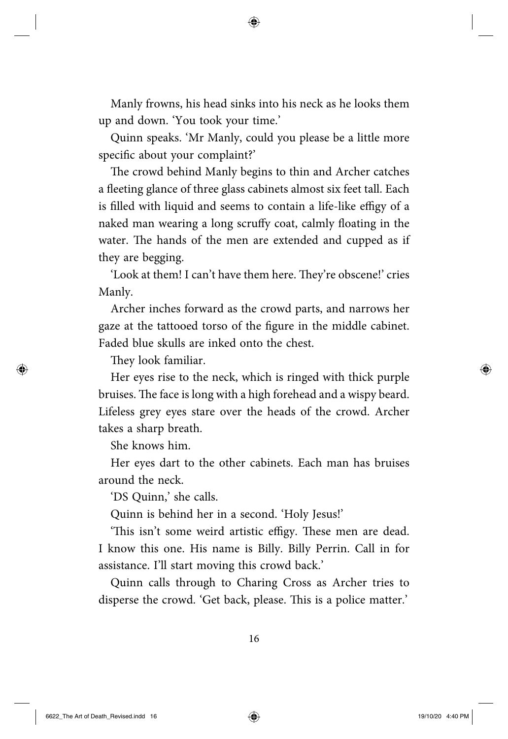Manly frowns, his head sinks into his neck as he looks them up and down. 'You took your time.'

Quinn speaks. 'Mr Manly, could you please be a little more specific about your complaint?'

The crowd behind Manly begins to thin and Archer catches a fleeting glance of three glass cabinets almost six feet tall. Each is filled with liquid and seems to contain a life-like effigy of a naked man wearing a long scruffy coat, calmly floating in the water. The hands of the men are extended and cupped as if they are begging.

'Look at them! I can't have them here. They're obscene!' cries Manly.

Archer inches forward as the crowd parts, and narrows her gaze at the tattooed torso of the figure in the middle cabinet. Faded blue skulls are inked onto the chest.

They look familiar.

Her eyes rise to the neck, which is ringed with thick purple bruises. The face is long with a high forehead and a wispy beard. Lifeless grey eyes stare over the heads of the crowd. Archer takes a sharp breath.

She knows him.

Her eyes dart to the other cabinets. Each man has bruises around the neck.

'DS Quinn,' she calls.

Quinn is behind her in a second. 'Holy Jesus!'

'This isn't some weird artistic effigy. These men are dead. I know this one. His name is Billy. Billy Perrin. Call in for assistance. I'll start moving this crowd back.'

Quinn calls through to Charing Cross as Archer tries to disperse the crowd. 'Get back, please. This is a police matter.'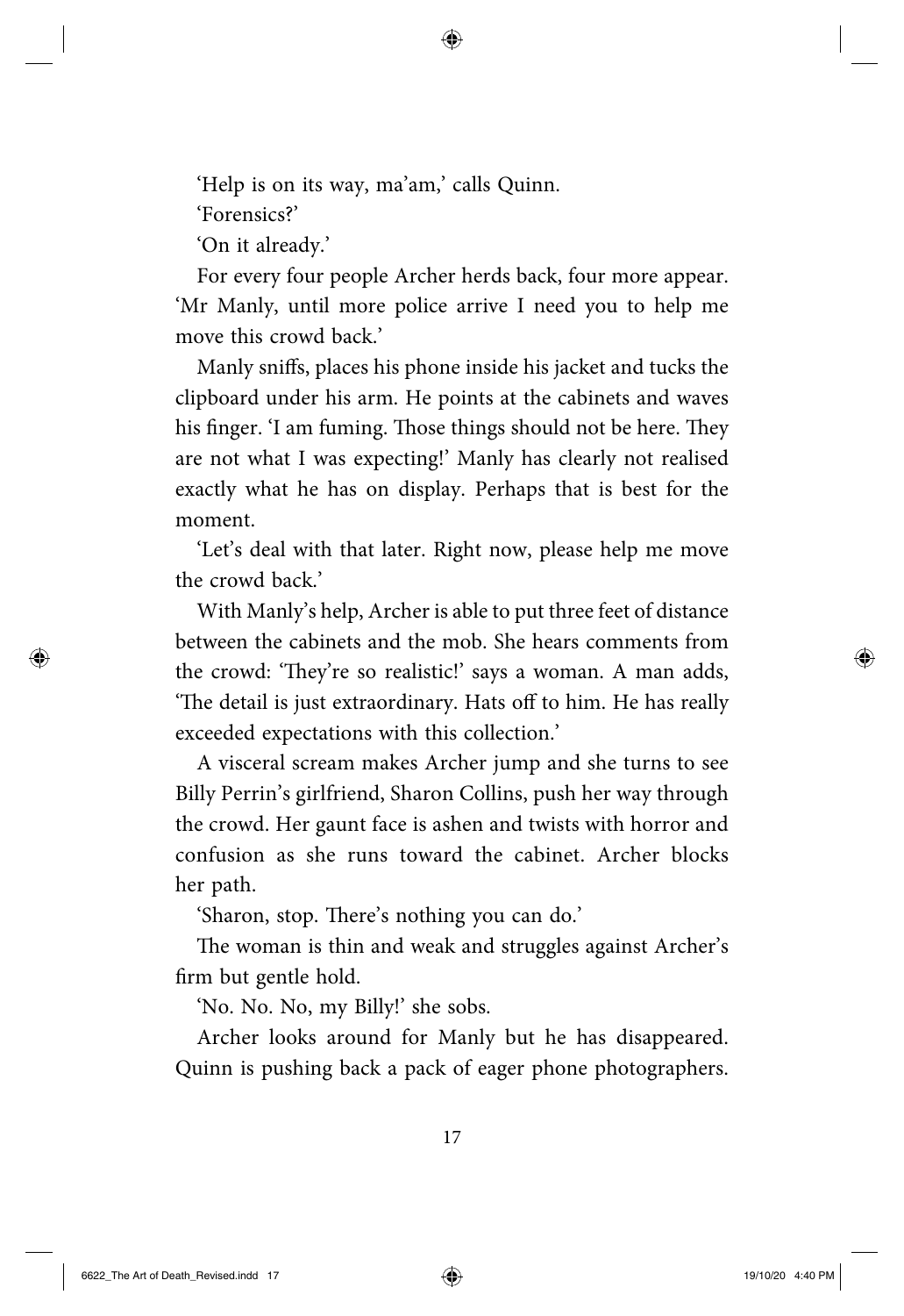'Help is on its way, ma'am,' calls Quinn.

'Forensics?'

'On it already.'

For every four people Archer herds back, four more appear. 'Mr Manly, until more police arrive I need you to help me move this crowd back.'

Manly sniffs, places his phone inside his jacket and tucks the clipboard under his arm. He points at the cabinets and waves his finger. 'I am fuming. Those things should not be here. They are not what I was expecting!' Manly has clearly not realised exactly what he has on display. Perhaps that is best for the moment.

'Let's deal with that later. Right now, please help me move the crowd back.'

With Manly's help, Archer is able to put three feet of distance between the cabinets and the mob. She hears comments from the crowd: 'They're so realistic!' says a woman. A man adds, 'The detail is just extraordinary. Hats off to him. He has really exceeded expectations with this collection.'

A visceral scream makes Archer jump and she turns to see Billy Perrin's girlfriend, Sharon Collins, push her way through the crowd. Her gaunt face is ashen and twists with horror and confusion as she runs toward the cabinet. Archer blocks her path.

'Sharon, stop. There's nothing you can do.'

The woman is thin and weak and struggles against Archer's firm but gentle hold.

'No. No. No, my Billy!' she sobs.

Archer looks around for Manly but he has disappeared. Quinn is pushing back a pack of eager phone photographers.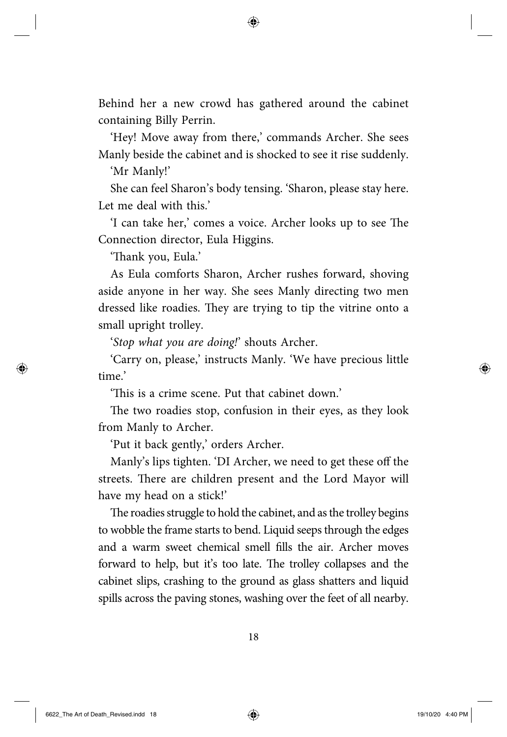Behind her a new crowd has gathered around the cabinet containing Billy Perrin.

'Hey! Move away from there,' commands Archer. She sees Manly beside the cabinet and is shocked to see it rise suddenly.

'Mr Manly!'

She can feel Sharon's body tensing. 'Sharon, please stay here. Let me deal with this.'

'I can take her,' comes a voice. Archer looks up to see The Connection director, Eula Higgins.

'Thank you, Eula.'

As Eula comforts Sharon, Archer rushes forward, shoving aside anyone in her way. She sees Manly directing two men dressed like roadies. They are trying to tip the vitrine onto a small upright trolley.

'*Stop what you are doing!*' shouts Archer.

'Carry on, please,' instructs Manly. 'We have precious little time.'

'This is a crime scene. Put that cabinet down.'

The two roadies stop, confusion in their eyes, as they look from Manly to Archer.

'Put it back gently,' orders Archer.

Manly's lips tighten. 'DI Archer, we need to get these off the streets. There are children present and the Lord Mayor will have my head on a stick!'

The roadies struggle to hold the cabinet, and as the trolley begins to wobble the frame starts to bend. Liquid seeps through the edges and a warm sweet chemical smell fills the air. Archer moves forward to help, but it's too late. The trolley collapses and the cabinet slips, crashing to the ground as glass shatters and liquid spills across the paving stones, washing over the feet of all nearby.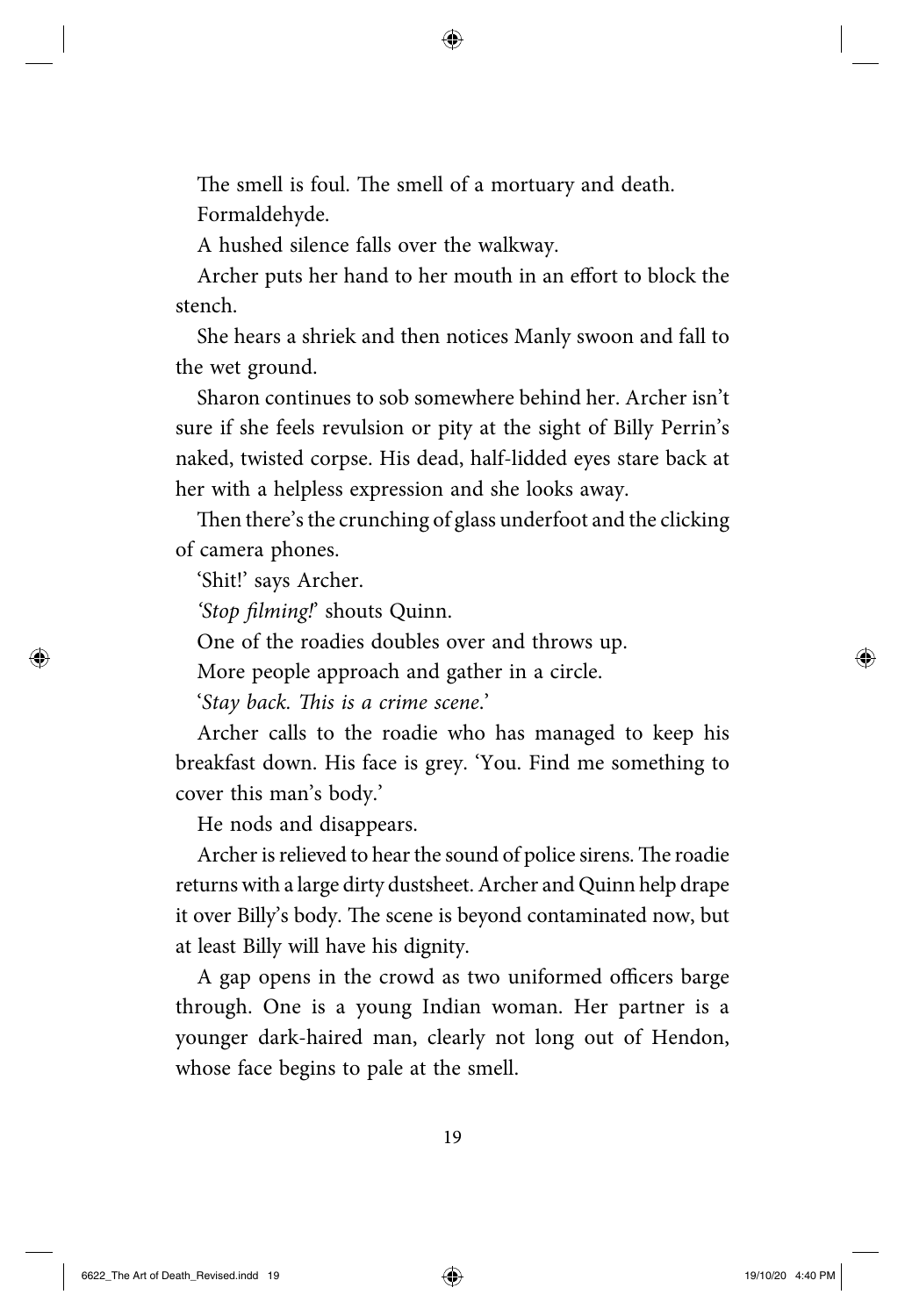The smell is foul. The smell of a mortuary and death. Formaldehyde.

A hushed silence falls over the walkway.

Archer puts her hand to her mouth in an effort to block the stench.

She hears a shriek and then notices Manly swoon and fall to the wet ground.

Sharon continues to sob somewhere behind her. Archer isn't sure if she feels revulsion or pity at the sight of Billy Perrin's naked, twisted corpse. His dead, half-lidded eyes stare back at her with a helpless expression and she looks away.

Then there's the crunching of glass underfoot and the clicking of camera phones.

'Shit!' says Archer.

*'Stop filming!'* shouts Quinn.

One of the roadies doubles over and throws up.

More people approach and gather in a circle.

'*Stay back. This is a crime scene.*'

Archer calls to the roadie who has managed to keep his breakfast down. His face is grey. 'You. Find me something to cover this man's body.'

He nods and disappears.

Archer is relieved to hear the sound of police sirens. The roadie returns with a large dirty dustsheet. Archer and Quinn help drape it over Billy's body. The scene is beyond contaminated now, but at least Billy will have his dignity.

A gap opens in the crowd as two uniformed officers barge through. One is a young Indian woman. Her partner is a younger dark-haired man, clearly not long out of Hendon, whose face begins to pale at the smell.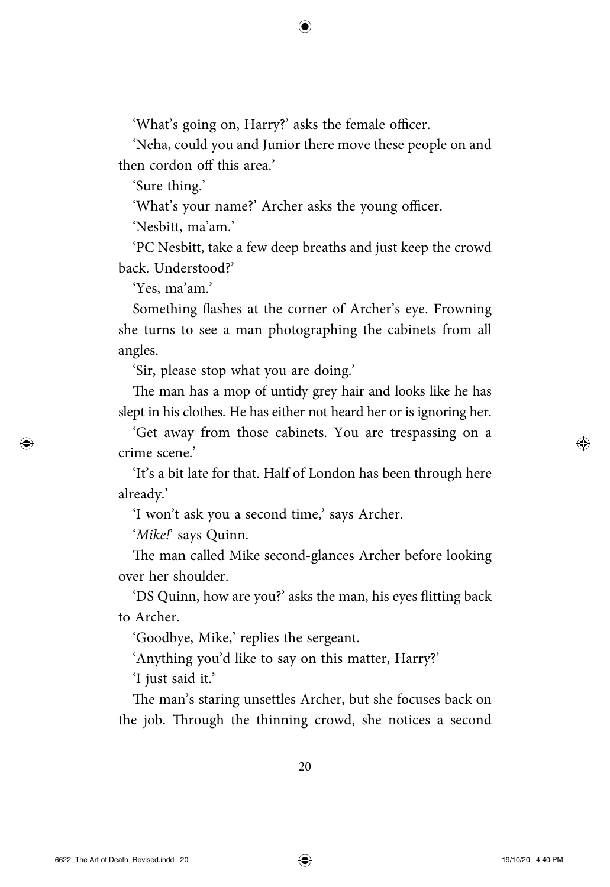'What's going on, Harry?' asks the female officer.

'Neha, could you and Junior there move these people on and then cordon off this area.'

'Sure thing.'

'What's your name?' Archer asks the young officer.

'Nesbitt, ma'am.'

'PC Nesbitt, take a few deep breaths and just keep the crowd back. Understood?'

'Yes, ma'am.'

Something flashes at the corner of Archer's eye. Frowning she turns to see a man photographing the cabinets from all angles.

'Sir, please stop what you are doing.'

The man has a mop of untidy grey hair and looks like he has slept in his clothes. He has either not heard her or is ignoring her.

'Get away from those cabinets. You are trespassing on a crime scene.'

'It's a bit late for that. Half of London has been through here already.'

'I won't ask you a second time,' says Archer.

'*Mike!*' says Quinn.

The man called Mike second-glances Archer before looking over her shoulder.

'DS Quinn, how are you?' asks the man, his eyes flitting back to Archer.

'Goodbye, Mike,' replies the sergeant.

'Anything you'd like to say on this matter, Harry?'

'I just said it.'

The man's staring unsettles Archer, but she focuses back on the job. Through the thinning crowd, she notices a second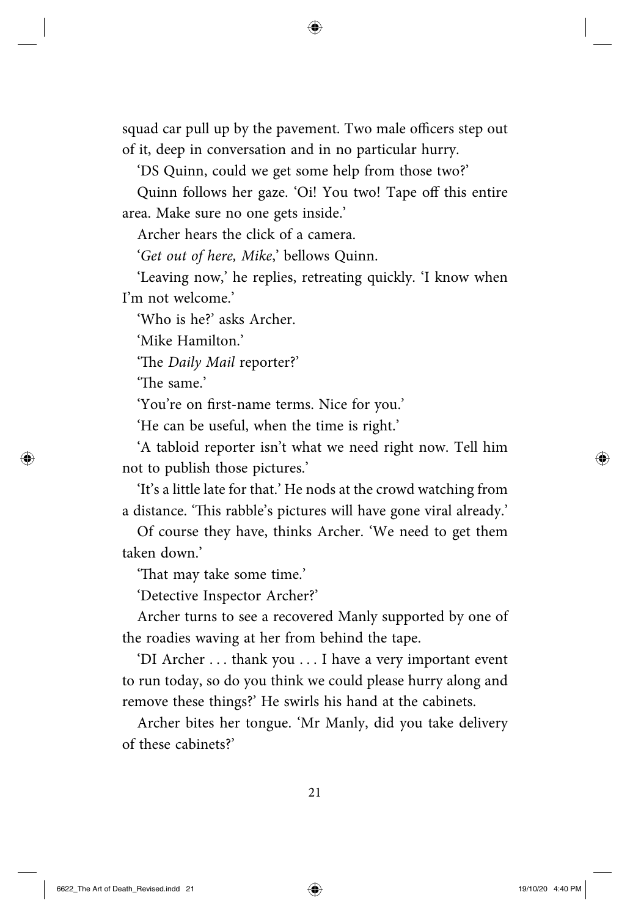squad car pull up by the pavement. Two male officers step out of it, deep in conversation and in no particular hurry.

'DS Quinn, could we get some help from those two?'

Quinn follows her gaze. 'Oi! You two! Tape off this entire area. Make sure no one gets inside.'

Archer hears the click of a camera.

'*Get out of here, Mike*,' bellows Quinn.

'Leaving now,' he replies, retreating quickly. 'I know when I'm not welcome.'

'Who is he?' asks Archer.

'Mike Hamilton.'

'The *Daily Mail* reporter?'

'The same.'

'You're on first-name terms. Nice for you.'

'He can be useful, when the time is right.'

'A tabloid reporter isn't what we need right now. Tell him not to publish those pictures.'

'It's a little late for that.' He nods at the crowd watching from a distance. 'This rabble's pictures will have gone viral already.'

Of course they have, thinks Archer. 'We need to get them taken down.'

'That may take some time.'

'Detective Inspector Archer?'

Archer turns to see a recovered Manly supported by one of the roadies waving at her from behind the tape.

'DI Archer . . . thank you . . . I have a very important event to run today, so do you think we could please hurry along and remove these things?' He swirls his hand at the cabinets.

Archer bites her tongue. 'Mr Manly, did you take delivery of these cabinets?'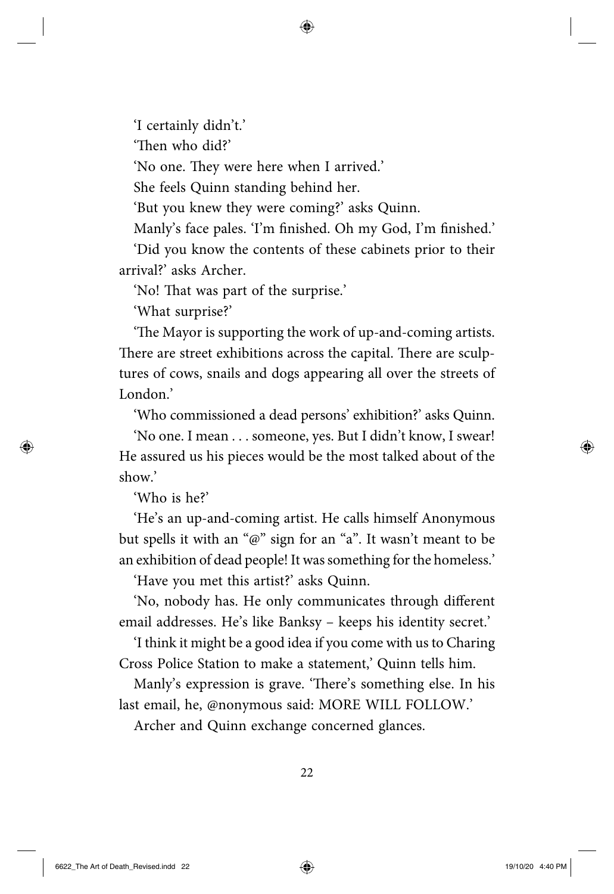'I certainly didn't.'

'Then who did?'

'No one. They were here when I arrived.'

She feels Quinn standing behind her.

'But you knew they were coming?' asks Quinn.

Manly's face pales. 'I'm finished. Oh my God, I'm finished.'

'Did you know the contents of these cabinets prior to their arrival?' asks Archer.

'No! That was part of the surprise.'

'What surprise?'

'The Mayor is supporting the work of up-and-coming artists. There are street exhibitions across the capital. There are sculptures of cows, snails and dogs appearing all over the streets of London.'

'Who commissioned a dead persons' exhibition?' asks Quinn.

'No one. I mean . . . someone, yes. But I didn't know, I swear! He assured us his pieces would be the most talked about of the show.'

'Who is he?'

'He's an up-and-coming artist. He calls himself Anonymous but spells it with an "@" sign for an "a". It wasn't meant to be an exhibition of dead people! It was something for the homeless.'

'Have you met this artist?' asks Quinn.

'No, nobody has. He only communicates through different email addresses. He's like Banksy – keeps his identity secret.'

'I think it might be a good idea if you come with us to Charing Cross Police Station to make a statement,' Quinn tells him.

Manly's expression is grave. 'There's something else. In his last email, he, @nonymous said: MORE WILL FOLLOW.'

Archer and Quinn exchange concerned glances.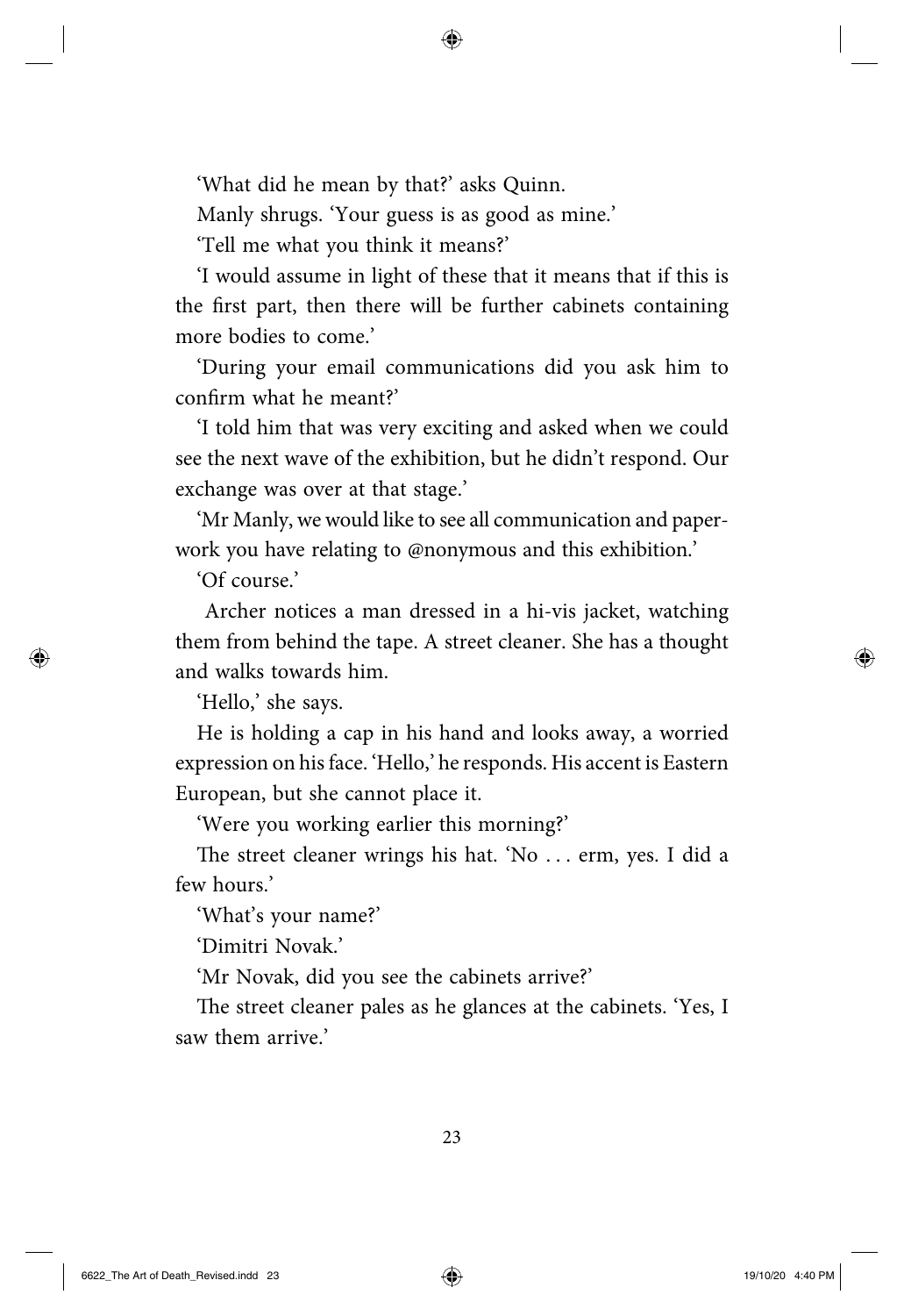'What did he mean by that?' asks Quinn.

Manly shrugs. 'Your guess is as good as mine.'

'Tell me what you think it means?'

'I would assume in light of these that it means that if this is the first part, then there will be further cabinets containing more bodies to come.'

'During your email communications did you ask him to confirm what he meant?'

'I told him that was very exciting and asked when we could see the next wave of the exhibition, but he didn't respond. Our exchange was over at that stage.'

'Mr Manly, we would like to see all communication and paperwork you have relating to @nonymous and this exhibition.'

'Of course.'

Archer notices a man dressed in a hi-vis jacket, watching them from behind the tape. A street cleaner. She has a thought and walks towards him.

'Hello,' she says.

He is holding a cap in his hand and looks away, a worried expression on his face. 'Hello,' he responds. His accent is Eastern European, but she cannot place it.

'Were you working earlier this morning?'

The street cleaner wrings his hat. 'No . . . erm, yes. I did a few hours.'

'What's your name?'

'Dimitri Novak.'

'Mr Novak, did you see the cabinets arrive?'

The street cleaner pales as he glances at the cabinets. 'Yes, I saw them arrive.'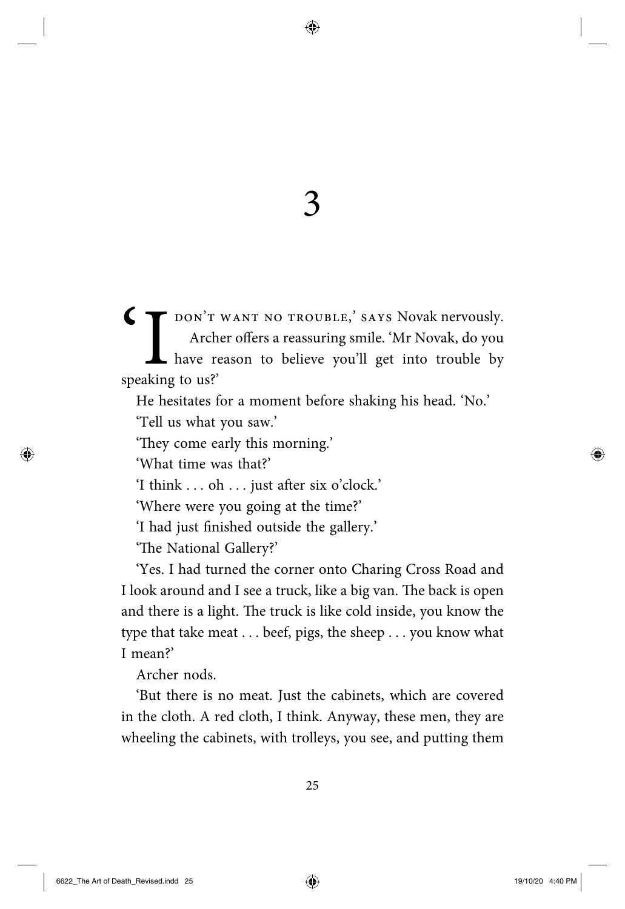# 3

'I DON'T WANT NO TROUBLE,' SAYS Novak nervously.

Archer offers a reassuring smile. 'Mr Novak, do you have reason to believe you'll get into trouble by speaking to us?'

He hesitates for a moment before shaking his head. 'No.'

'Tell us what you saw.'

'They come early this morning.'

'What time was that?'

'I think . . . oh . . . just after six o'clock.'

'Where were you going at the time?'

'I had just finished outside the gallery.'

'The National Gallery?'

'Yes. I had turned the corner onto Charing Cross Road and I look around and I see a truck, like a big van. The back is open and there is a light. The truck is like cold inside, you know the type that take meat . . . beef, pigs, the sheep . . . you know what I mean?'

Archer nods.

'But there is no meat. Just the cabinets, which are covered in the cloth. A red cloth, I think. Anyway, these men, they are wheeling the cabinets, with trolleys, you see, and putting them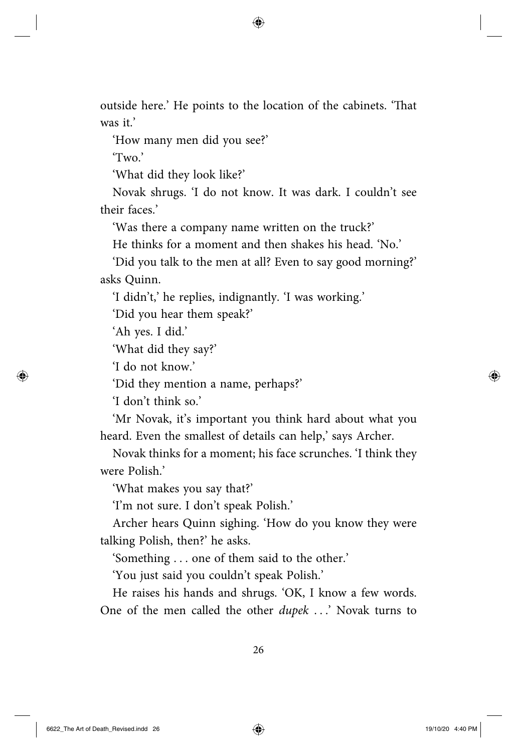outside here.' He points to the location of the cabinets. 'That was it.'

'How many men did you see?'

'Two.'

'What did they look like?'

Novak shrugs. 'I do not know. It was dark. I couldn't see their faces.'

'Was there a company name written on the truck?'

He thinks for a moment and then shakes his head. 'No.'

'Did you talk to the men at all? Even to say good morning?' asks Quinn.

'I didn't,' he replies, indignantly. 'I was working.'

'Did you hear them speak?'

'Ah yes. I did.'

'What did they say?'

'I do not know.'

'Did they mention a name, perhaps?'

'I don't think so.'

'Mr Novak, it's important you think hard about what you heard. Even the smallest of details can help,' says Archer.

Novak thinks for a moment; his face scrunches. 'I think they were Polish.'

'What makes you say that?'

'I'm not sure. I don't speak Polish.'

Archer hears Quinn sighing. 'How do you know they were talking Polish, then?' he asks.

'Something . . . one of them said to the other.'

'You just said you couldn't speak Polish.'

He raises his hands and shrugs. 'OK, I know a few words. One of the men called the other *dupek* . . .' Novak turns to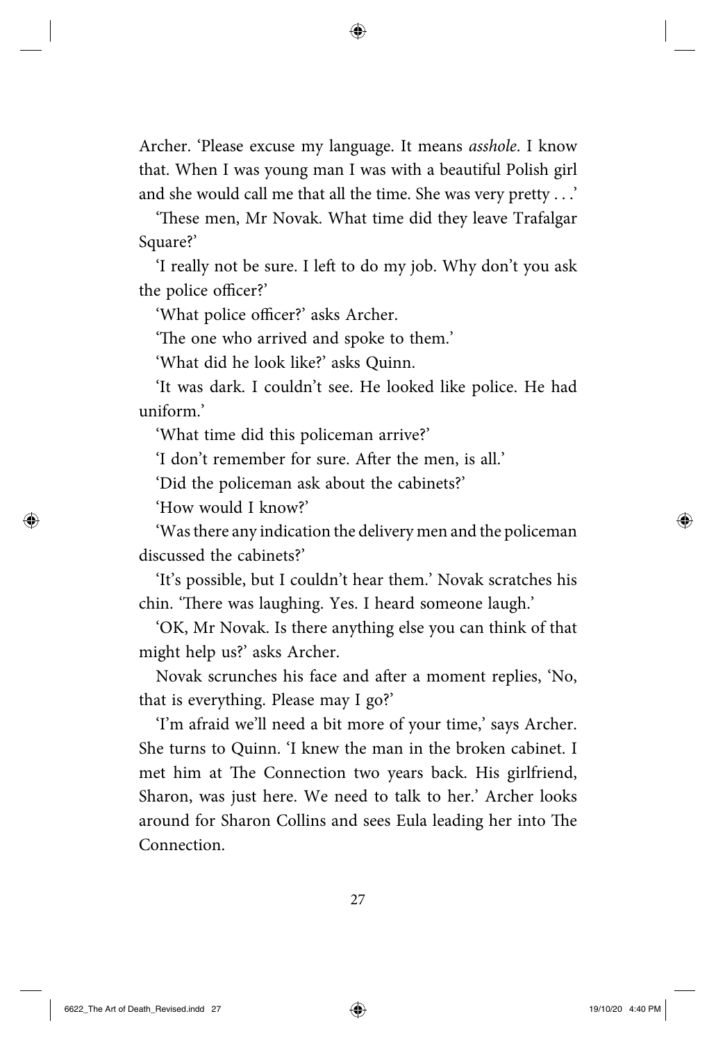Archer. 'Please excuse my language. It means *asshole*. I know that. When I was young man I was with a beautiful Polish girl and she would call me that all the time. She was very pretty . . .'

'These men, Mr Novak. What time did they leave Trafalgar Square?'

'I really not be sure. I left to do my job. Why don't you ask the police officer?'

'What police officer?' asks Archer.

'The one who arrived and spoke to them.'

'What did he look like?' asks Quinn.

'It was dark. I couldn't see. He looked like police. He had uniform.'

'What time did this policeman arrive?'

'I don't remember for sure. After the men, is all.'

'Did the policeman ask about the cabinets?'

'How would I know?'

'Was there any indication the delivery men and the policeman discussed the cabinets?'

'It's possible, but I couldn't hear them.' Novak scratches his chin. 'There was laughing. Yes. I heard someone laugh.'

'OK, Mr Novak. Is there anything else you can think of that might help us?' asks Archer.

Novak scrunches his face and after a moment replies, 'No, that is everything. Please may I go?'

'I'm afraid we'll need a bit more of your time,' says Archer. She turns to Quinn. 'I knew the man in the broken cabinet. I met him at The Connection two years back. His girlfriend, Sharon, was just here. We need to talk to her.' Archer looks around for Sharon Collins and sees Eula leading her into The Connection.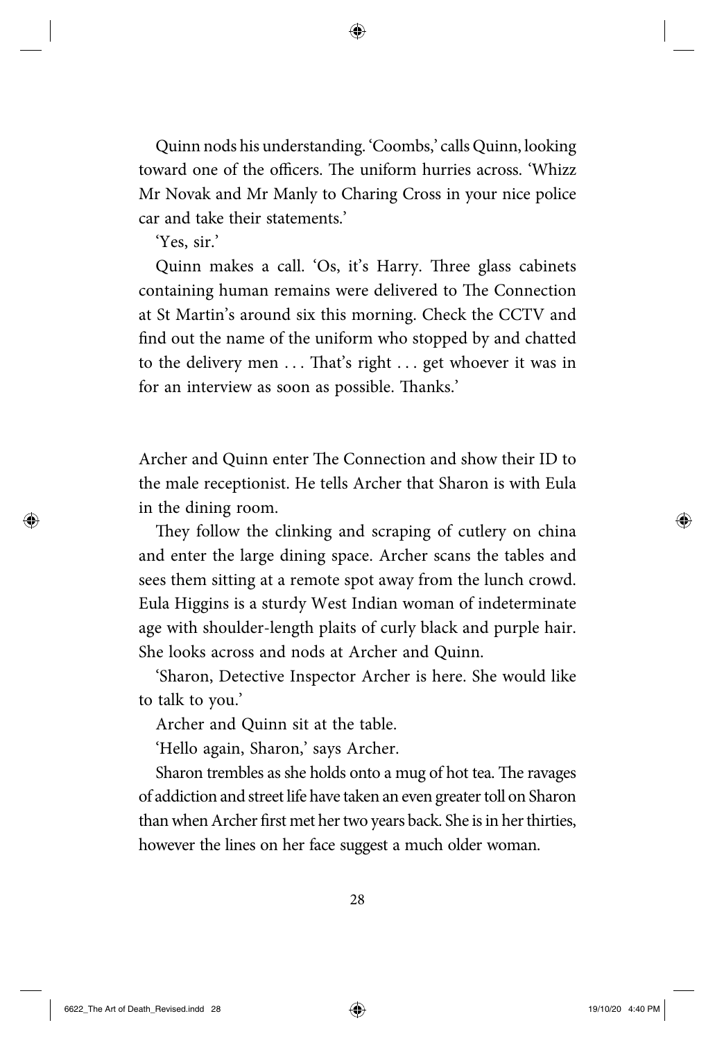Quinn nods his understanding. 'Coombs,' calls Quinn, looking toward one of the officers. The uniform hurries across. 'Whizz Mr Novak and Mr Manly to Charing Cross in your nice police car and take their statements.'

'Yes, sir.'

Quinn makes a call. 'Os, it's Harry. Three glass cabinets containing human remains were delivered to The Connection at St Martin's around six this morning. Check the CCTV and find out the name of the uniform who stopped by and chatted to the delivery men . . . That's right . . . get whoever it was in for an interview as soon as possible. Thanks.'

Archer and Quinn enter The Connection and show their ID to the male receptionist. He tells Archer that Sharon is with Eula in the dining room.

They follow the clinking and scraping of cutlery on china and enter the large dining space. Archer scans the tables and sees them sitting at a remote spot away from the lunch crowd. Eula Higgins is a sturdy West Indian woman of indeterminate age with shoulder-length plaits of curly black and purple hair. She looks across and nods at Archer and Quinn.

'Sharon, Detective Inspector Archer is here. She would like to talk to you.'

Archer and Quinn sit at the table.

'Hello again, Sharon,' says Archer.

Sharon trembles as she holds onto a mug of hot tea. The ravages of addiction and street life have taken an even greater toll on Sharon than when Archer first met her two years back. She is in her thirties, however the lines on her face suggest a much older woman.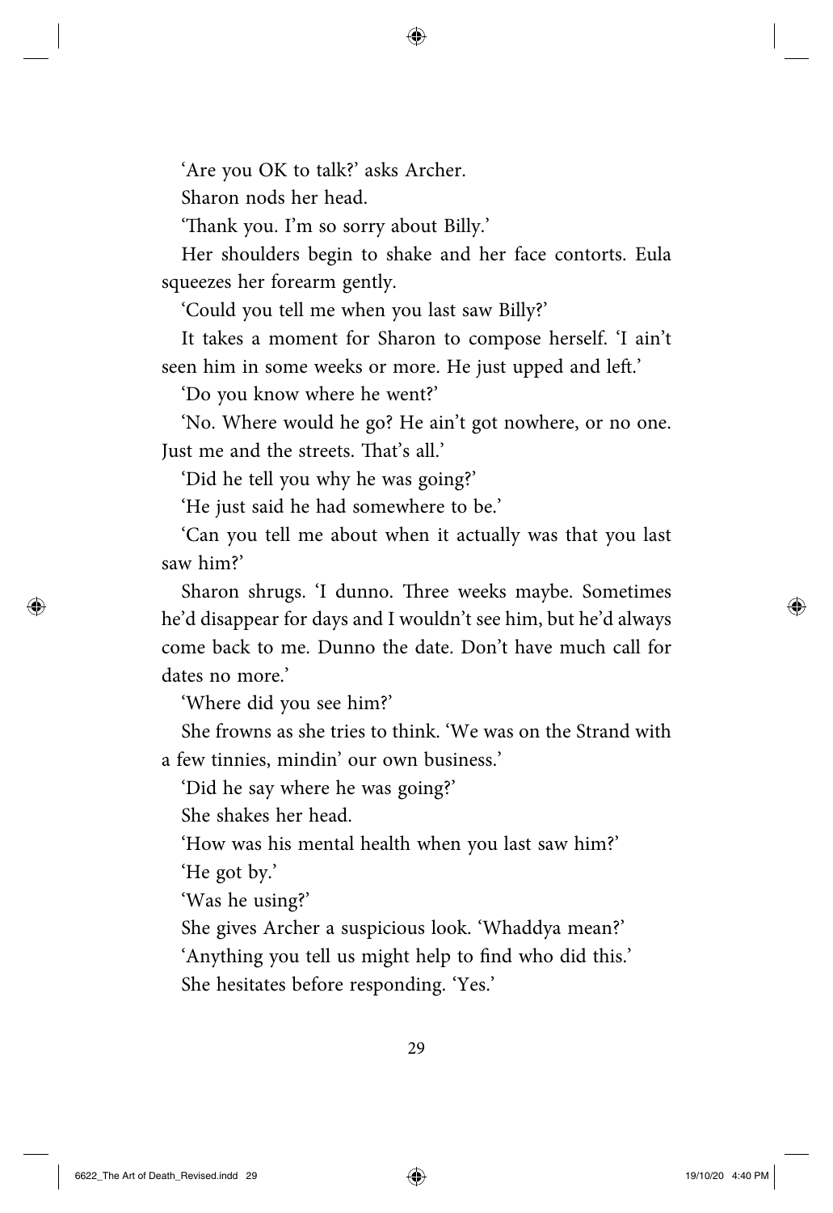'Are you OK to talk?' asks Archer.

Sharon nods her head.

'Thank you. I'm so sorry about Billy.'

Her shoulders begin to shake and her face contorts. Eula squeezes her forearm gently.

'Could you tell me when you last saw Billy?'

It takes a moment for Sharon to compose herself. 'I ain't seen him in some weeks or more. He just upped and left.'

'Do you know where he went?'

'No. Where would he go? He ain't got nowhere, or no one. Just me and the streets. That's all.'

'Did he tell you why he was going?'

'He just said he had somewhere to be.'

'Can you tell me about when it actually was that you last saw him?'

Sharon shrugs. 'I dunno. Three weeks maybe. Sometimes he'd disappear for days and I wouldn't see him, but he'd always come back to me. Dunno the date. Don't have much call for dates no more.'

'Where did you see him?'

She frowns as she tries to think. 'We was on the Strand with a few tinnies, mindin' our own business.'

'Did he say where he was going?'

She shakes her head.

'How was his mental health when you last saw him?'

'He got by.'

'Was he using?'

She gives Archer a suspicious look. 'Whaddya mean?'

'Anything you tell us might help to find who did this.'

She hesitates before responding. 'Yes.'